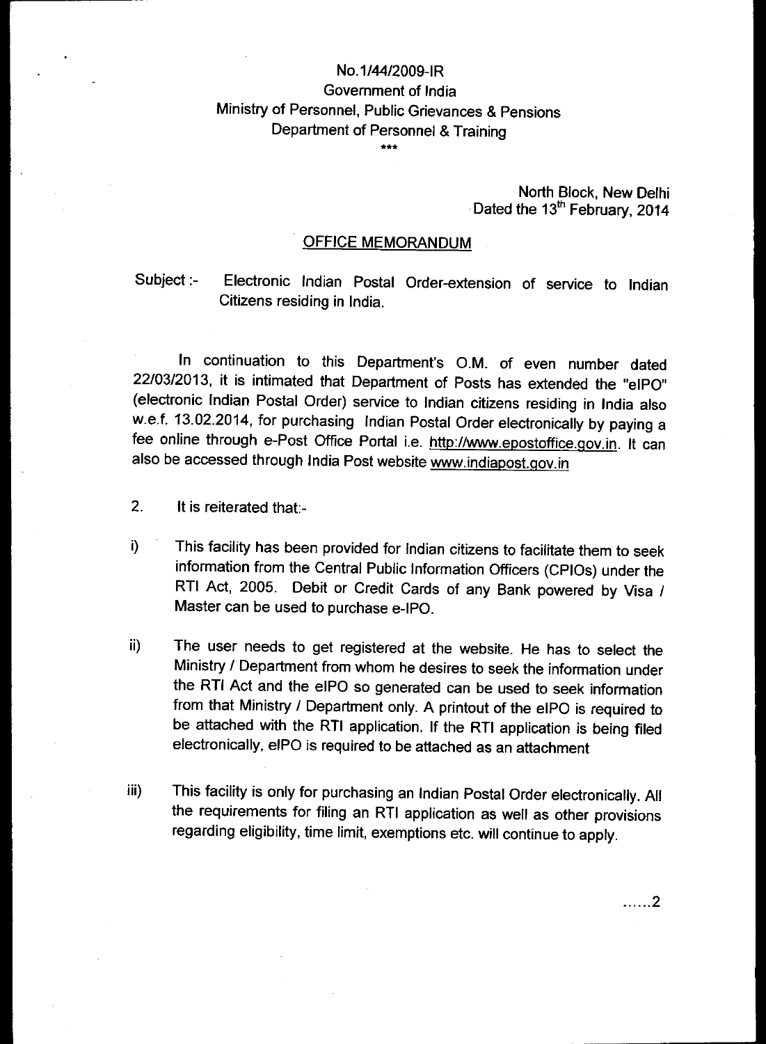No.1/44/2009-IR
Government of India
Ministry of Personnel, Public Grievances & Pensions
Department of Personnel & Training

\*\*\*

North Block, New Delhi
Dated the 13th February, 2014

## OFFICE MEMORANDUM

Subject :- Electronic Indian Postal Order-extension of service to Indian Citizens residing in India.

In continuation to this Department's O.M. of even number dated 22/03/2013, it is intimated that Department of Posts has extended the "eIPO" (electronic Indian Postal Order) service to Indian citizens residing in India also w.e.f. 13.02.2014, for purchasing Indian Postal Order electronically by paying a fee online through e-Post Office Portal i.e. http://www.epostoffice.gov.in. It can also be accessed through India Post website www.indiapost.gov.in

2. It is reiterated that:-

i) This facility has been provided for Indian citizens to facilitate them to seek information from the Central Public Information Officers (CPIOs) under the RTI Act, 2005. Debit or Credit Cards of any Bank powered by Visa / Master can be used to purchase e-IPO.

ii) The user needs to get registered at the website. He has to select the Ministry / Department from whom he desires to seek the information under the RTI Act and the eIPO so generated can be used to seek information from that Ministry / Department only. A printout of the eIPO is required to be attached with the RTI application. If the RTI application is being filed electronically, eIPO is required to be attached as an attachment

iii) This facility is only for purchasing an Indian Postal Order electronically. All the requirements for filing an RTI application as well as other provisions regarding eligibility, time limit, exemptions etc. will continue to apply.

......2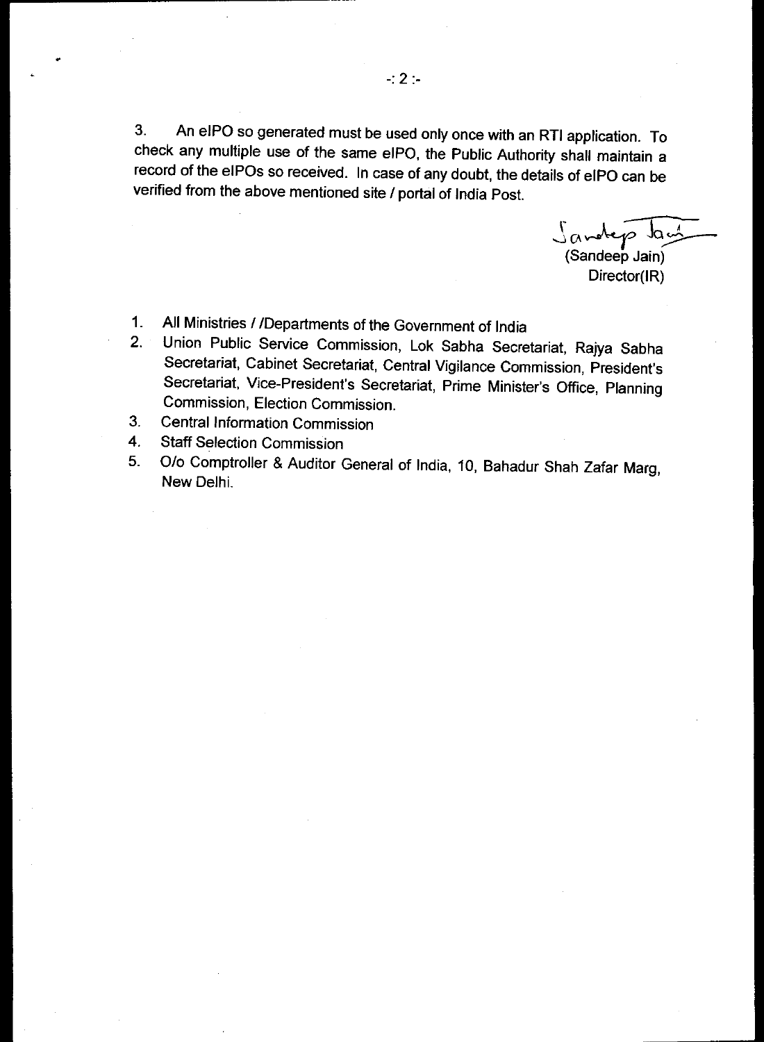3. An eIPO so generated must be used only once with an RTI application. To check any multiple use of the same eIPO, the Public Authority shall maintain a record of the eIPOs so received. In case of any doubt, the details of eIPO can be verified from the above mentioned site / portal of India Post.

(Sandeep Jain)
Director(IR)

1. All Ministries / /Departments of the Government of India
2. Union Public Service Commission, Lok Sabha Secretariat, Rajya Sabha Secretariat, Cabinet Secretariat, Central Vigilance Commission, President's Secretariat, Vice-President's Secretariat, Prime Minister's Office, Planning Commission, Election Commission.
3. Central Information Commission
4. Staff Selection Commission
5. O/o Comptroller & Auditor General of India, 10, Bahadur Shah Zafar Marg, New Delhi.